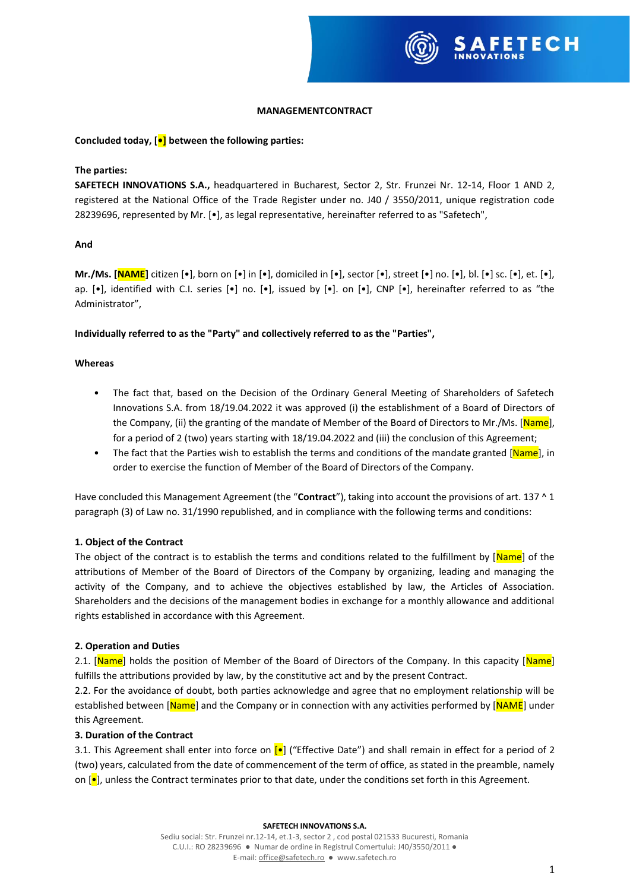**MANAGEMENTCONTRACT**

**Concluded today, [•] between the following parties:**

**The parties:**

**SAFETECH INNOVATIONS S.A.,** headquartered in Bucharest, Sector 2, Str. Frunzei Nr. 12-14, Floor 1 AND 2, registered at the National Office of the Trade Register under no. J40 / 3550/2011, unique registration code 28239696, represented by Mr. [•], as legal representative, hereinafter referred to as "Safetech",

**And**

**Mr./Ms. [NAME]** citizen [•], born on [•] in [•], domiciled in [•], sector [•], street [•] no. [•], bl. [•] sc. [•], et. [•], ap. [•], identified with C.I. series [•] no. [•], issued by [•]. on [•], CNP [•], hereinafter referred to as "the Administrator",

**Individually referred to as the "Party" and collectively referred to as the "Parties",**

**Whereas**

- The fact that, based on the Decision of the Ordinary General Meeting of Shareholders of Safetech Innovations S.A. from 18/19.04.2022 it was approved (i) the establishment of a Board of Directors of the Company, (ii) the granting of the mandate of Member of the Board of Directors to Mr./Ms. [Name], for a period of 2 (two) years starting with 18/19.04.2022 and (iii) the conclusion of this Agreement;
- The fact that the Parties wish to establish the terms and conditions of the mandate granted [Name], in order to exercise the function of Member of the Board of Directors of the Company.

Have concluded this Management Agreement (the "**Contract**"), taking into account the provisions of art. 137 ^ 1 paragraph (3) of Law no. 31/1990 republished, and in compliance with the following terms and conditions:

**1. Object of the Contract**

The object of the contract is to establish the terms and conditions related to the fulfillment by [Name] of the attributions of Member of the Board of Directors of the Company by organizing, leading and managing the activity of the Company, and to achieve the objectives established by law, the Articles of Association. Shareholders and the decisions of the management bodies in exchange for a monthly allowance and additional rights established in accordance with this Agreement.

**2. Operation and Duties**

2.1. [Name] holds the position of Member of the Board of Directors of the Company. In this capacity [Name] fulfills the attributions provided by law, by the constitutive act and by the present Contract.

2.2. For the avoidance of doubt, both parties acknowledge and agree that no employment relationship will be established between [Name] and the Company or in connection with any activities performed by [NAME] under this Agreement.

**3. Duration of the Contract**

3.1. This Agreement shall enter into force on [•] ("Effective Date") and shall remain in effect for a period of 2 (two) years, calculated from the date of commencement of the term of office, as stated in the preamble, namely on [•], unless the Contract terminates prior to that date, under the conditions set forth in this Agreement.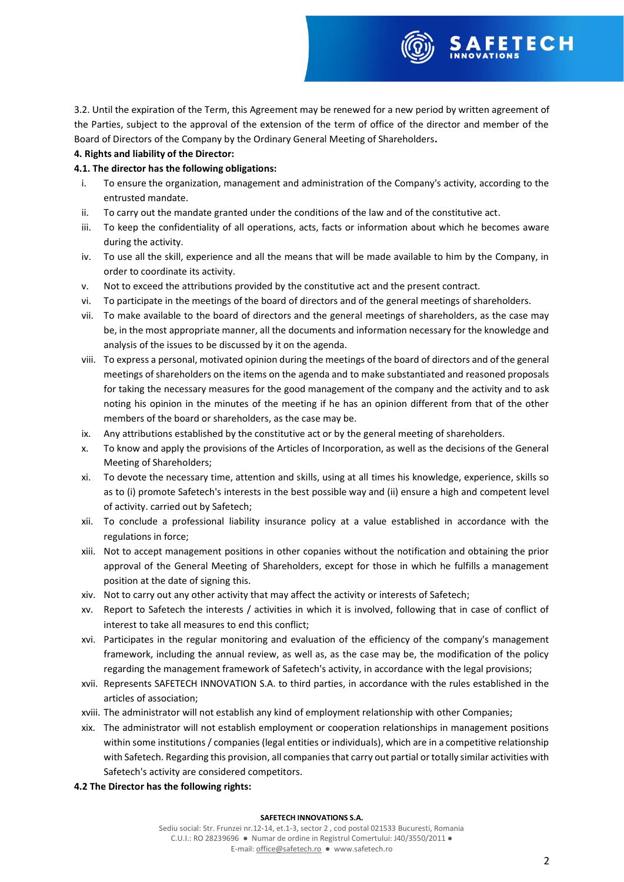3.2. Until the expiration of the Term, this Agreement may be renewed for a new period by written agreement of the Parties, subject to the approval of the extension of the term of office of the director and member of the Board of Directors of the Company by the Ordinary General Meeting of Shareholders.

**4. Rights and liability of the Director:**

**4.1. The director has the following obligations:**

i. To ensure the organization, management and administration of the Company's activity, according to the entrusted mandate.

ii. To carry out the mandate granted under the conditions of the law and of the constitutive act.

iii. To keep the confidentiality of all operations, acts, facts or information about which he becomes aware during the activity.

iv. To use all the skill, experience and all the means that will be made available to him by the Company, in order to coordinate its activity.

v. Not to exceed the attributions provided by the constitutive act and the present contract.

vi. To participate in the meetings of the board of directors and of the general meetings of shareholders.

vii. To make available to the board of directors and the general meetings of shareholders, as the case may be, in the most appropriate manner, all the documents and information necessary for the knowledge and analysis of the issues to be discussed by it on the agenda.

viii. To express a personal, motivated opinion during the meetings of the board of directors and of the general meetings of shareholders on the items on the agenda and to make substantiated and reasoned proposals for taking the necessary measures for the good management of the company and the activity and to ask noting his opinion in the minutes of the meeting if he has an opinion different from that of the other members of the board or shareholders, as the case may be.

ix. Any attributions established by the constitutive act or by the general meeting of shareholders.

x. To know and apply the provisions of the Articles of Incorporation, as well as the decisions of the General Meeting of Shareholders;

xi. To devote the necessary time, attention and skills, using at all times his knowledge, experience, skills so as to (i) promote Safetech's interests in the best possible way and (ii) ensure a high and competent level of activity. carried out by Safetech;

xii. To conclude a professional liability insurance policy at a value established in accordance with the regulations in force;

xiii. Not to accept management positions in other copanies without the notification and obtaining the prior approval of the General Meeting of Shareholders, except for those in which he fulfills a management position at the date of signing this.

xiv. Not to carry out any other activity that may affect the activity or interests of Safetech;

xv. Report to Safetech the interests / activities in which it is involved, following that in case of conflict of interest to take all measures to end this conflict;

xvi. Participates in the regular monitoring and evaluation of the efficiency of the company's management framework, including the annual review, as well as, as the case may be, the modification of the policy regarding the management framework of Safetech's activity, in accordance with the legal provisions;

xvii. Represents SAFETECH INNOVATION S.A. to third parties, in accordance with the rules established in the articles of association;

xviii. The administrator will not establish any kind of employment relationship with other Companies;

xix. The administrator will not establish employment or cooperation relationships in management positions within some institutions / companies (legal entities or individuals), which are in a competitive relationship with Safetech. Regarding this provision, all companies that carry out partial or totally similar activities with Safetech's activity are considered competitors.

**4.2 The Director has the following rights:**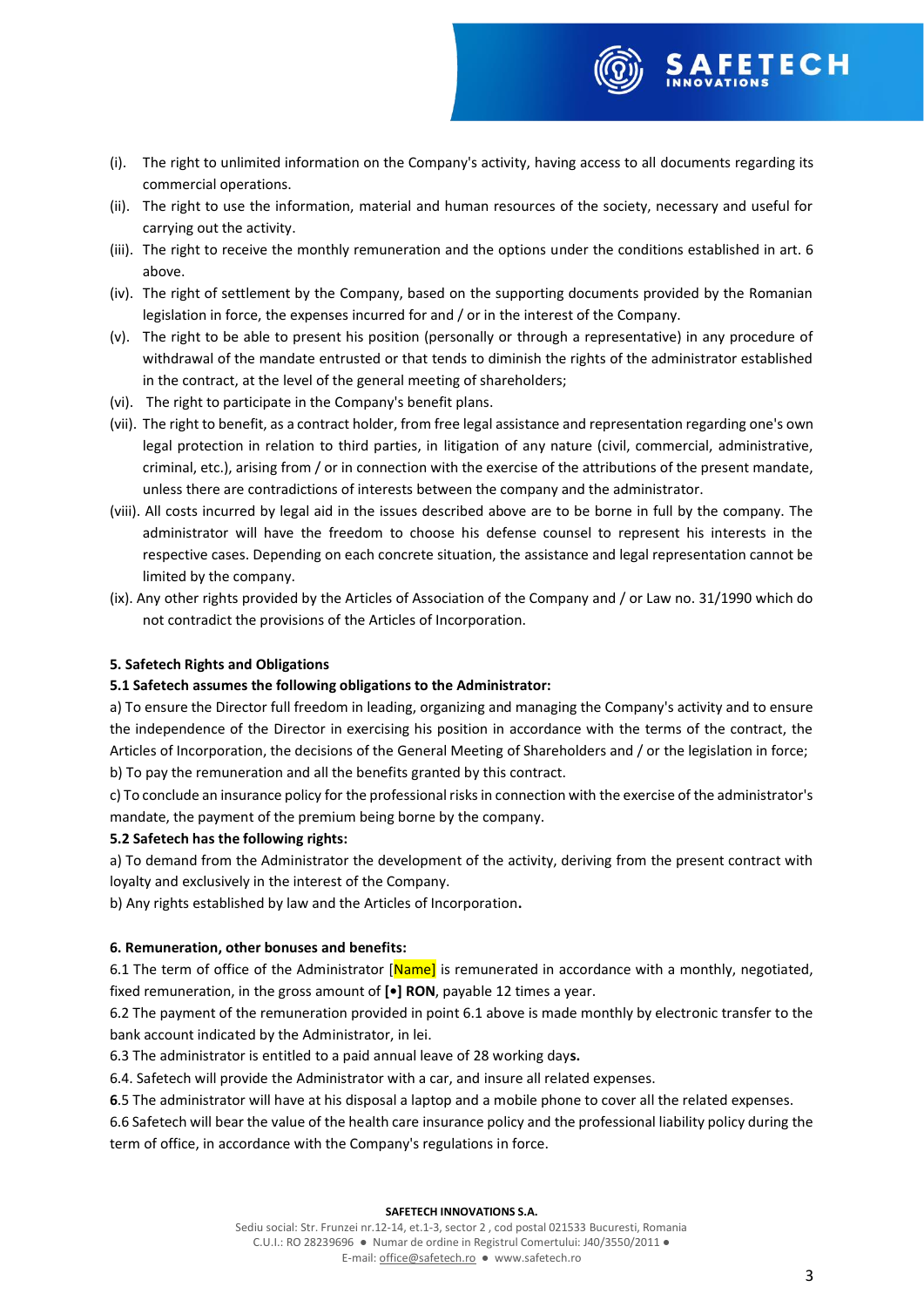(i). The right to unlimited information on the Company's activity, having access to all documents regarding its commercial operations.

(ii). The right to use the information, material and human resources of the society, necessary and useful for carrying out the activity.

(iii). The right to receive the monthly remuneration and the options under the conditions established in art. 6 above.

(iv). The right of settlement by the Company, based on the supporting documents provided by the Romanian legislation in force, the expenses incurred for and / or in the interest of the Company.

(v). The right to be able to present his position (personally or through a representative) in any procedure of withdrawal of the mandate entrusted or that tends to diminish the rights of the administrator established in the contract, at the level of the general meeting of shareholders;

(vi). The right to participate in the Company's benefit plans.

(vii). The right to benefit, as a contract holder, from free legal assistance and representation regarding one's own legal protection in relation to third parties, in litigation of any nature (civil, commercial, administrative, criminal, etc.), arising from / or in connection with the exercise of the attributions of the present mandate, unless there are contradictions of interests between the company and the administrator.

(viii). All costs incurred by legal aid in the issues described above are to be borne in full by the company. The administrator will have the freedom to choose his defense counsel to represent his interests in the respective cases. Depending on each concrete situation, the assistance and legal representation cannot be limited by the company.

(ix). Any other rights provided by the Articles of Association of the Company and / or Law no. 31/1990 which do not contradict the provisions of the Articles of Incorporation.

**5. Safetech Rights and Obligations**

**5.1 Safetech assumes the following obligations to the Administrator:**

a) To ensure the Director full freedom in leading, organizing and managing the Company's activity and to ensure the independence of the Director in exercising his position in accordance with the terms of the contract, the Articles of Incorporation, the decisions of the General Meeting of Shareholders and / or the legislation in force;

b) To pay the remuneration and all the benefits granted by this contract.

c) To conclude an insurance policy for the professional risks in connection with the exercise of the administrator's mandate, the payment of the premium being borne by the company.

**5.2 Safetech has the following rights:**

a) To demand from the Administrator the development of the activity, deriving from the present contract with loyalty and exclusively in the interest of the Company.

b) Any rights established by law and the Articles of Incorporation**.**

**6. Remuneration, other bonuses and benefits:**

6.1 The term of office of the Administrator [Name] is remunerated in accordance with a monthly, negotiated, fixed remuneration, in the gross amount of **[•] RON**, payable 12 times a year.

6.2 The payment of the remuneration provided in point 6.1 above is made monthly by electronic transfer to the bank account indicated by the Administrator, in lei.

6.3 The administrator is entitled to a paid annual leave of 28 working day**s.**

6.4. Safetech will provide the Administrator with a car, and insure all related expenses.

**6**.5 The administrator will have at his disposal a laptop and a mobile phone to cover all the related expenses.

6.6 Safetech will bear the value of the health care insurance policy and the professional liability policy during the term of office, in accordance with the Company's regulations in force.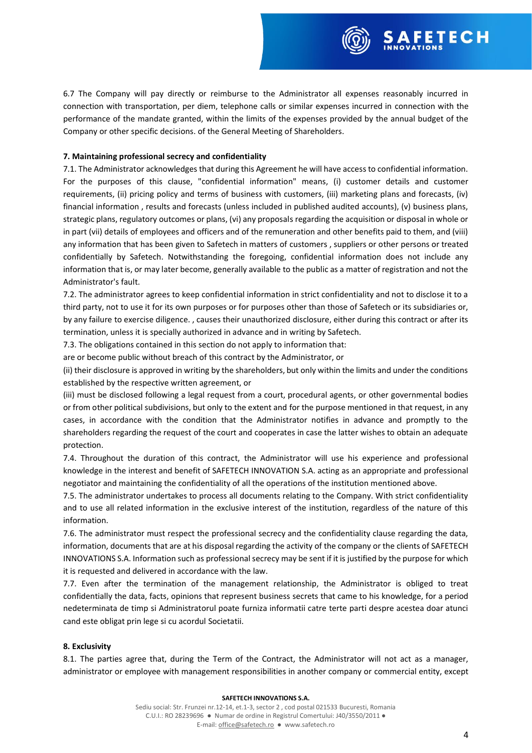6.7 The Company will pay directly or reimburse to the Administrator all expenses reasonably incurred in connection with transportation, per diem, telephone calls or similar expenses incurred in connection with the performance of the mandate granted, within the limits of the expenses provided by the annual budget of the Company or other specific decisions. of the General Meeting of Shareholders.

**7. Maintaining professional secrecy and confidentiality**

7.1. The Administrator acknowledges that during this Agreement he will have access to confidential information. For the purposes of this clause, "confidential information" means, (i) customer details and customer requirements, (ii) pricing policy and terms of business with customers, (iii) marketing plans and forecasts, (iv) financial information , results and forecasts (unless included in published audited accounts), (v) business plans, strategic plans, regulatory outcomes or plans, (vi) any proposals regarding the acquisition or disposal in whole or in part (vii) details of employees and officers and of the remuneration and other benefits paid to them, and (viii) any information that has been given to Safetech in matters of customers , suppliers or other persons or treated confidentially by Safetech. Notwithstanding the foregoing, confidential information does not include any information that is, or may later become, generally available to the public as a matter of registration and not the Administrator's fault.

7.2. The administrator agrees to keep confidential information in strict confidentiality and not to disclose it to a third party, not to use it for its own purposes or for purposes other than those of Safetech or its subsidiaries or, by any failure to exercise diligence. , causes their unauthorized disclosure, either during this contract or after its termination, unless it is specially authorized in advance and in writing by Safetech.

7.3. The obligations contained in this section do not apply to information that:

are or become public without breach of this contract by the Administrator, or

(ii) their disclosure is approved in writing by the shareholders, but only within the limits and under the conditions established by the respective written agreement, or

(iii) must be disclosed following a legal request from a court, procedural agents, or other governmental bodies or from other political subdivisions, but only to the extent and for the purpose mentioned in that request, in any cases, in accordance with the condition that the Administrator notifies in advance and promptly to the shareholders regarding the request of the court and cooperates in case the latter wishes to obtain an adequate protection.

7.4. Throughout the duration of this contract, the Administrator will use his experience and professional knowledge in the interest and benefit of SAFETECH INNOVATION S.A. acting as an appropriate and professional negotiator and maintaining the confidentiality of all the operations of the institution mentioned above.

7.5. The administrator undertakes to process all documents relating to the Company. With strict confidentiality and to use all related information in the exclusive interest of the institution, regardless of the nature of this information.

7.6. The administrator must respect the professional secrecy and the confidentiality clause regarding the data, information, documents that are at his disposal regarding the activity of the company or the clients of SAFETECH INNOVATIONS S.A. Information such as professional secrecy may be sent if it is justified by the purpose for which it is requested and delivered in accordance with the law.

7.7. Even after the termination of the management relationship, the Administrator is obliged to treat confidentially the data, facts, opinions that represent business secrets that came to his knowledge, for a period nedeterminata de timp si Administratorul poate furniza informatii catre terte parti despre acestea doar atunci cand este obligat prin lege si cu acordul Societatii.

**8. Exclusivity**

8.1. The parties agree that, during the Term of the Contract, the Administrator will not act as a manager, administrator or employee with management responsibilities in another company or commercial entity, except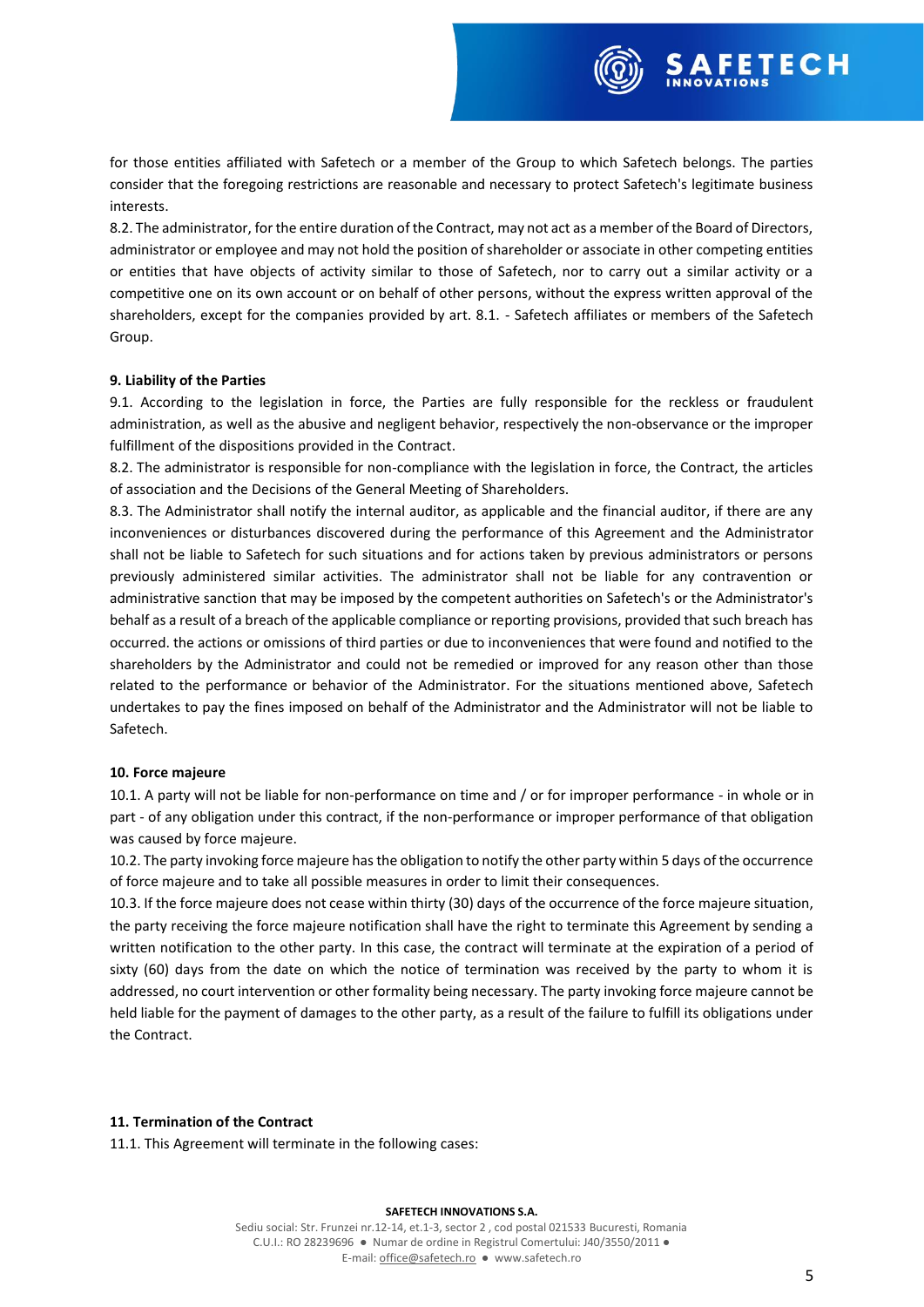for those entities affiliated with Safetech or a member of the Group to which Safetech belongs. The parties consider that the foregoing restrictions are reasonable and necessary to protect Safetech's legitimate business interests.

8.2. The administrator, for the entire duration of the Contract, may not act as a member of the Board of Directors, administrator or employee and may not hold the position of shareholder or associate in other competing entities or entities that have objects of activity similar to those of Safetech, nor to carry out a similar activity or a competitive one on its own account or on behalf of other persons, without the express written approval of the shareholders, except for the companies provided by art. 8.1. - Safetech affiliates or members of the Safetech Group.

**9. Liability of the Parties**

9.1. According to the legislation in force, the Parties are fully responsible for the reckless or fraudulent administration, as well as the abusive and negligent behavior, respectively the non-observance or the improper fulfillment of the dispositions provided in the Contract.

8.2. The administrator is responsible for non-compliance with the legislation in force, the Contract, the articles of association and the Decisions of the General Meeting of Shareholders.

8.3. The Administrator shall notify the internal auditor, as applicable and the financial auditor, if there are any inconveniences or disturbances discovered during the performance of this Agreement and the Administrator shall not be liable to Safetech for such situations and for actions taken by previous administrators or persons previously administered similar activities. The administrator shall not be liable for any contravention or administrative sanction that may be imposed by the competent authorities on Safetech's or the Administrator's behalf as a result of a breach of the applicable compliance or reporting provisions, provided that such breach has occurred. the actions or omissions of third parties or due to inconveniences that were found and notified to the shareholders by the Administrator and could not be remedied or improved for any reason other than those related to the performance or behavior of the Administrator. For the situations mentioned above, Safetech undertakes to pay the fines imposed on behalf of the Administrator and the Administrator will not be liable to Safetech.

**10. Force majeure**

10.1. A party will not be liable for non-performance on time and / or for improper performance - in whole or in part - of any obligation under this contract, if the non-performance or improper performance of that obligation was caused by force majeure.

10.2. The party invoking force majeure has the obligation to notify the other party within 5 days of the occurrence of force majeure and to take all possible measures in order to limit their consequences.

10.3. If the force majeure does not cease within thirty (30) days of the occurrence of the force majeure situation, the party receiving the force majeure notification shall have the right to terminate this Agreement by sending a written notification to the other party. In this case, the contract will terminate at the expiration of a period of sixty (60) days from the date on which the notice of termination was received by the party to whom it is addressed, no court intervention or other formality being necessary. The party invoking force majeure cannot be held liable for the payment of damages to the other party, as a result of the failure to fulfill its obligations under the Contract.

**11. Termination of the Contract**

11.1. This Agreement will terminate in the following cases: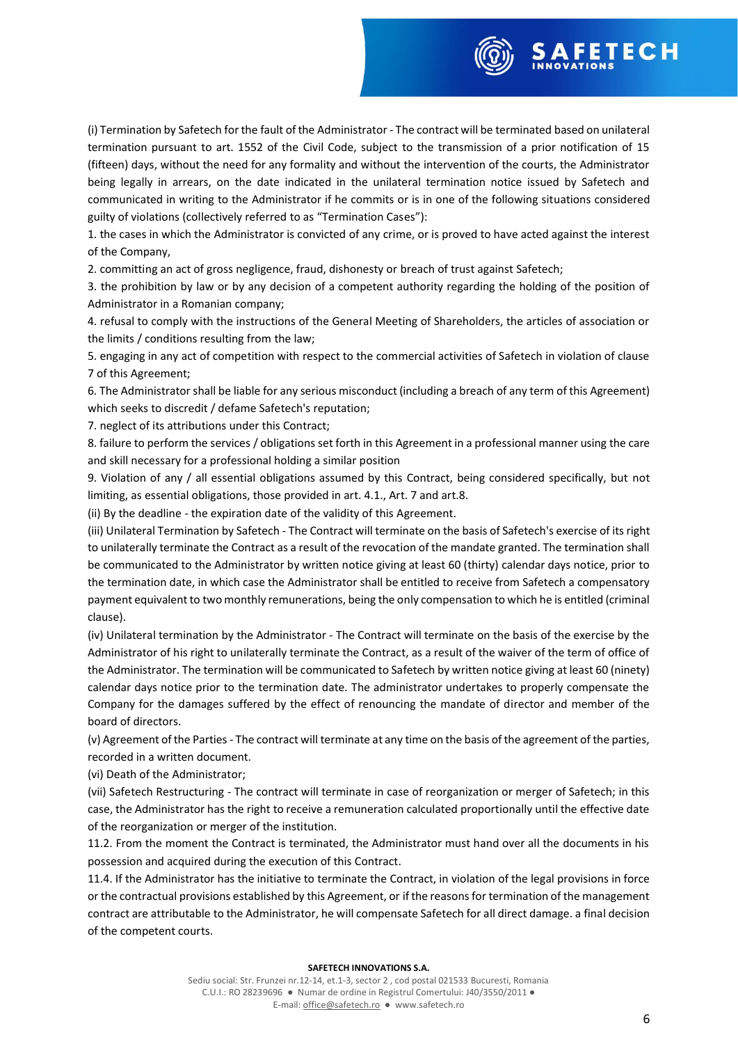(i) Termination by Safetech for the fault of the Administrator - The contract will be terminated based on unilateral termination pursuant to art. 1552 of the Civil Code, subject to the transmission of a prior notification of 15 (fifteen) days, without the need for any formality and without the intervention of the courts, the Administrator being legally in arrears, on the date indicated in the unilateral termination notice issued by Safetech and communicated in writing to the Administrator if he commits or is in one of the following situations considered guilty of violations (collectively referred to as "Termination Cases"):

1. the cases in which the Administrator is convicted of any crime, or is proved to have acted against the interest of the Company,
2. committing an act of gross negligence, fraud, dishonesty or breach of trust against Safetech;
3. the prohibition by law or by any decision of a competent authority regarding the holding of the position of Administrator in a Romanian company;
4. refusal to comply with the instructions of the General Meeting of Shareholders, the articles of association or the limits / conditions resulting from the law;
5. engaging in any act of competition with respect to the commercial activities of Safetech in violation of clause 7 of this Agreement;
6. The Administrator shall be liable for any serious misconduct (including a breach of any term of this Agreement) which seeks to discredit / defame Safetech's reputation;
7. neglect of its attributions under this Contract;
8. failure to perform the services / obligations set forth in this Agreement in a professional manner using the care and skill necessary for a professional holding a similar position
9. Violation of any / all essential obligations assumed by this Contract, being considered specifically, but not limiting, as essential obligations, those provided in art. 4.1., Art. 7 and art.8.

(ii) By the deadline - the expiration date of the validity of this Agreement.

(iii) Unilateral Termination by Safetech - The Contract will terminate on the basis of Safetech's exercise of its right to unilaterally terminate the Contract as a result of the revocation of the mandate granted. The termination shall be communicated to the Administrator by written notice giving at least 60 (thirty) calendar days notice, prior to the termination date, in which case the Administrator shall be entitled to receive from Safetech a compensatory payment equivalent to two monthly remunerations, being the only compensation to which he is entitled (criminal clause).

(iv) Unilateral termination by the Administrator - The Contract will terminate on the basis of the exercise by the Administrator of his right to unilaterally terminate the Contract, as a result of the waiver of the term of office of the Administrator. The termination will be communicated to Safetech by written notice giving at least 60 (ninety) calendar days notice prior to the termination date. The administrator undertakes to properly compensate the Company for the damages suffered by the effect of renouncing the mandate of director and member of the board of directors.

(v) Agreement of the Parties - The contract will terminate at any time on the basis of the agreement of the parties, recorded in a written document.

(vi) Death of the Administrator;

(vii) Safetech Restructuring - The contract will terminate in case of reorganization or merger of Safetech; in this case, the Administrator has the right to receive a remuneration calculated proportionally until the effective date of the reorganization or merger of the institution.

11.2. From the moment the Contract is terminated, the Administrator must hand over all the documents in his possession and acquired during the execution of this Contract.

11.4. If the Administrator has the initiative to terminate the Contract, in violation of the legal provisions in force or the contractual provisions established by this Agreement, or if the reasons for termination of the management contract are attributable to the Administrator, he will compensate Safetech for all direct damage. a final decision of the competent courts.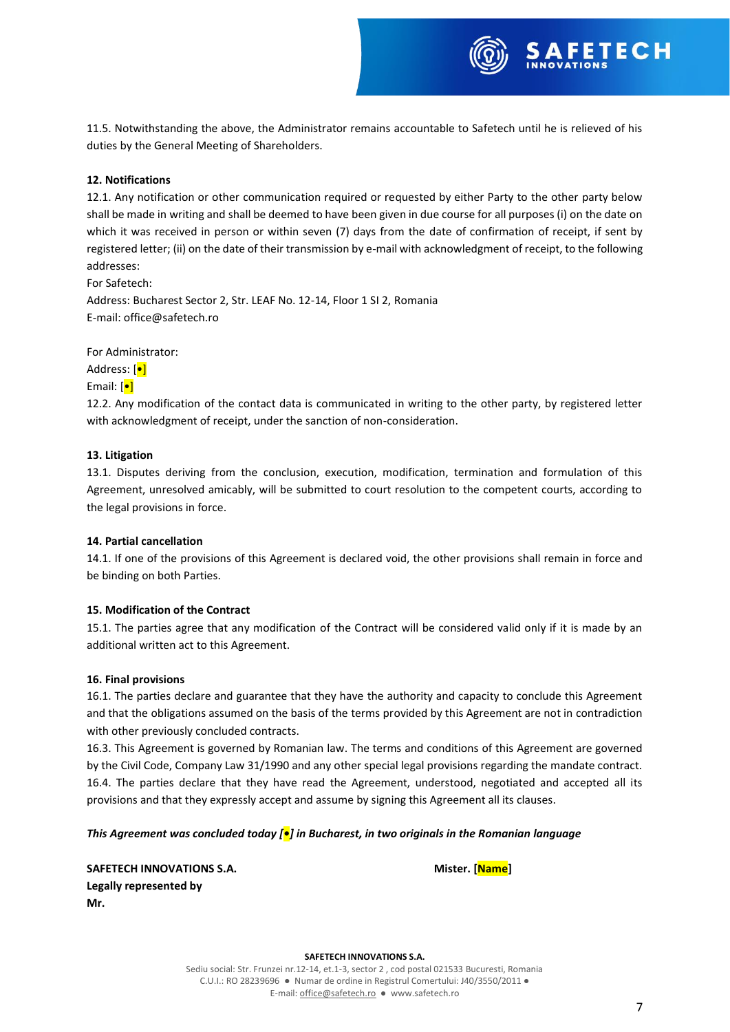11.5. Notwithstanding the above, the Administrator remains accountable to Safetech until he is relieved of his duties by the General Meeting of Shareholders.

**12. Notifications**

12.1. Any notification or other communication required or requested by either Party to the other party below shall be made in writing and shall be deemed to have been given in due course for all purposes (i) on the date on which it was received in person or within seven (7) days from the date of confirmation of receipt, if sent by registered letter; (ii) on the date of their transmission by e-mail with acknowledgment of receipt, to the following addresses:

For Safetech:
Address: Bucharest Sector 2, Str. LEAF No. 12-14, Floor 1 SI 2, Romania
E-mail: office@safetech.ro

For Administrator:
Address: [•]
Email: [•]

12.2. Any modification of the contact data is communicated in writing to the other party, by registered letter with acknowledgment of receipt, under the sanction of non-consideration.

**13. Litigation**

13.1. Disputes deriving from the conclusion, execution, modification, termination and formulation of this Agreement, unresolved amicably, will be submitted to court resolution to the competent courts, according to the legal provisions in force.

**14. Partial cancellation**

14.1. If one of the provisions of this Agreement is declared void, the other provisions shall remain in force and be binding on both Parties.

**15. Modification of the Contract**

15.1. The parties agree that any modification of the Contract will be considered valid only if it is made by an additional written act to this Agreement.

**16. Final provisions**

16.1. The parties declare and guarantee that they have the authority and capacity to conclude this Agreement and that the obligations assumed on the basis of the terms provided by this Agreement are not in contradiction with other previously concluded contracts.

16.3. This Agreement is governed by Romanian law. The terms and conditions of this Agreement are governed by the Civil Code, Company Law 31/1990 and any other special legal provisions regarding the mandate contract.

16.4. The parties declare that they have read the Agreement, understood, negotiated and accepted all its provisions and that they expressly accept and assume by signing this Agreement all its clauses.

***This Agreement was concluded today [•] in Bucharest, in two originals in the Romanian language***

**SAFETECH INNOVATIONS S.A.**
**Legally represented by**
**Mr.**

**Mister. [Name]**